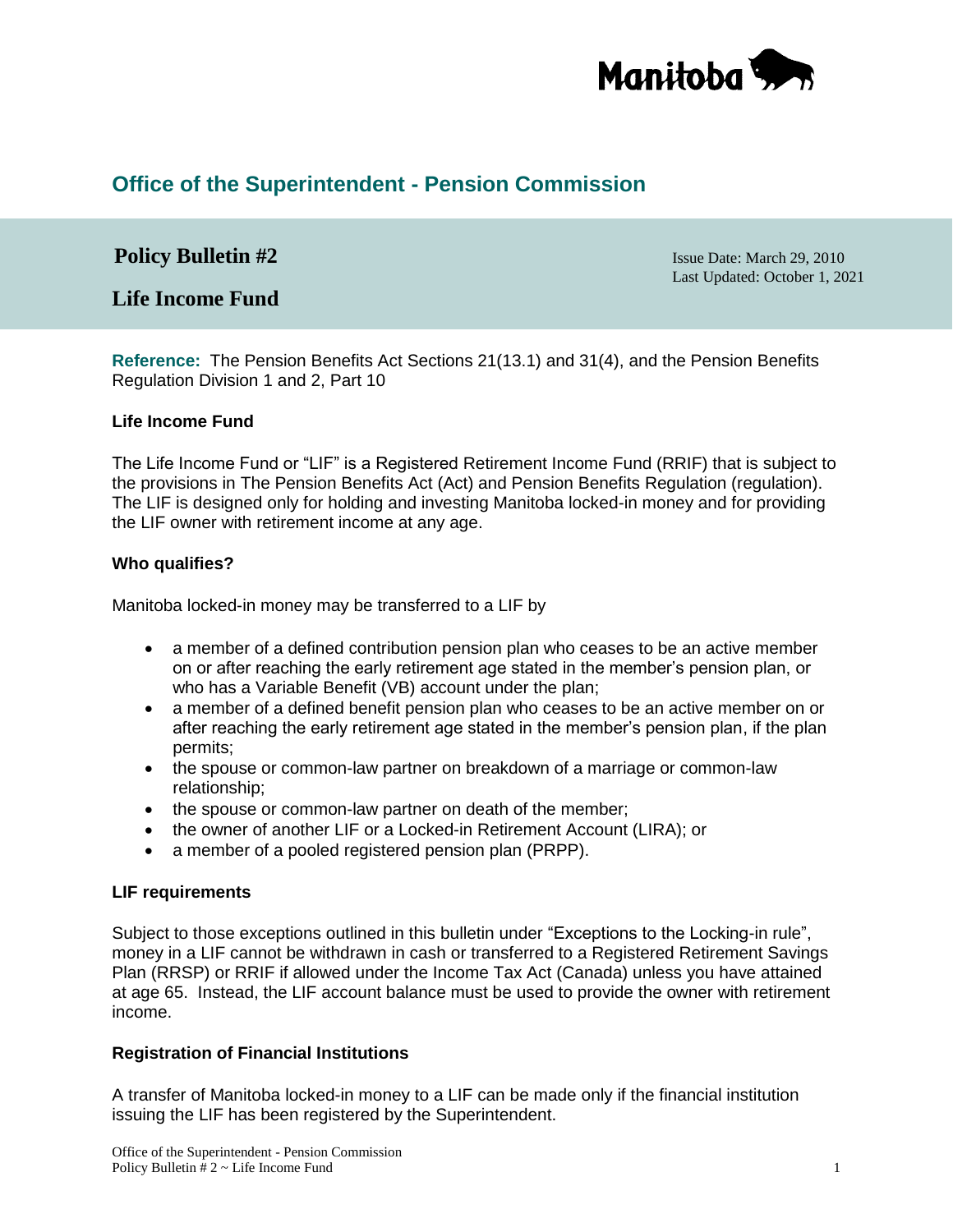Manitoba

## Office of the Superintendent - Pension Commission

# Policy Bulletin #2

Issue Date: March 29, 2010
Last Updated: October 1, 2021

# Life Income Fund

**Reference:** The Pension Benefits Act Sections 21(13.1) and 31(4), and the Pension Benefits Regulation Division 1 and 2, Part 10

### Life Income Fund

The Life Income Fund or "LIF" is a Registered Retirement Income Fund (RRIF) that is subject to the provisions in The Pension Benefits Act (Act) and Pension Benefits Regulation (regulation). The LIF is designed only for holding and investing Manitoba locked-in money and for providing the LIF owner with retirement income at any age.

### Who qualifies?

Manitoba locked-in money may be transferred to a LIF by

- a member of a defined contribution pension plan who ceases to be an active member on or after reaching the early retirement age stated in the member's pension plan, or who has a Variable Benefit (VB) account under the plan;
- a member of a defined benefit pension plan who ceases to be an active member on or after reaching the early retirement age stated in the member's pension plan, if the plan permits;
- the spouse or common-law partner on breakdown of a marriage or common-law relationship;
- the spouse or common-law partner on death of the member;
- the owner of another LIF or a Locked-in Retirement Account (LIRA); or
- a member of a pooled registered pension plan (PRPP).

### LIF requirements

Subject to those exceptions outlined in this bulletin under "Exceptions to the Locking-in rule", money in a LIF cannot be withdrawn in cash or transferred to a Registered Retirement Savings Plan (RRSP) or RRIF if allowed under the Income Tax Act (Canada) unless you have attained at age 65. Instead, the LIF account balance must be used to provide the owner with retirement income.

### Registration of Financial Institutions

A transfer of Manitoba locked-in money to a LIF can be made only if the financial institution issuing the LIF has been registered by the Superintendent.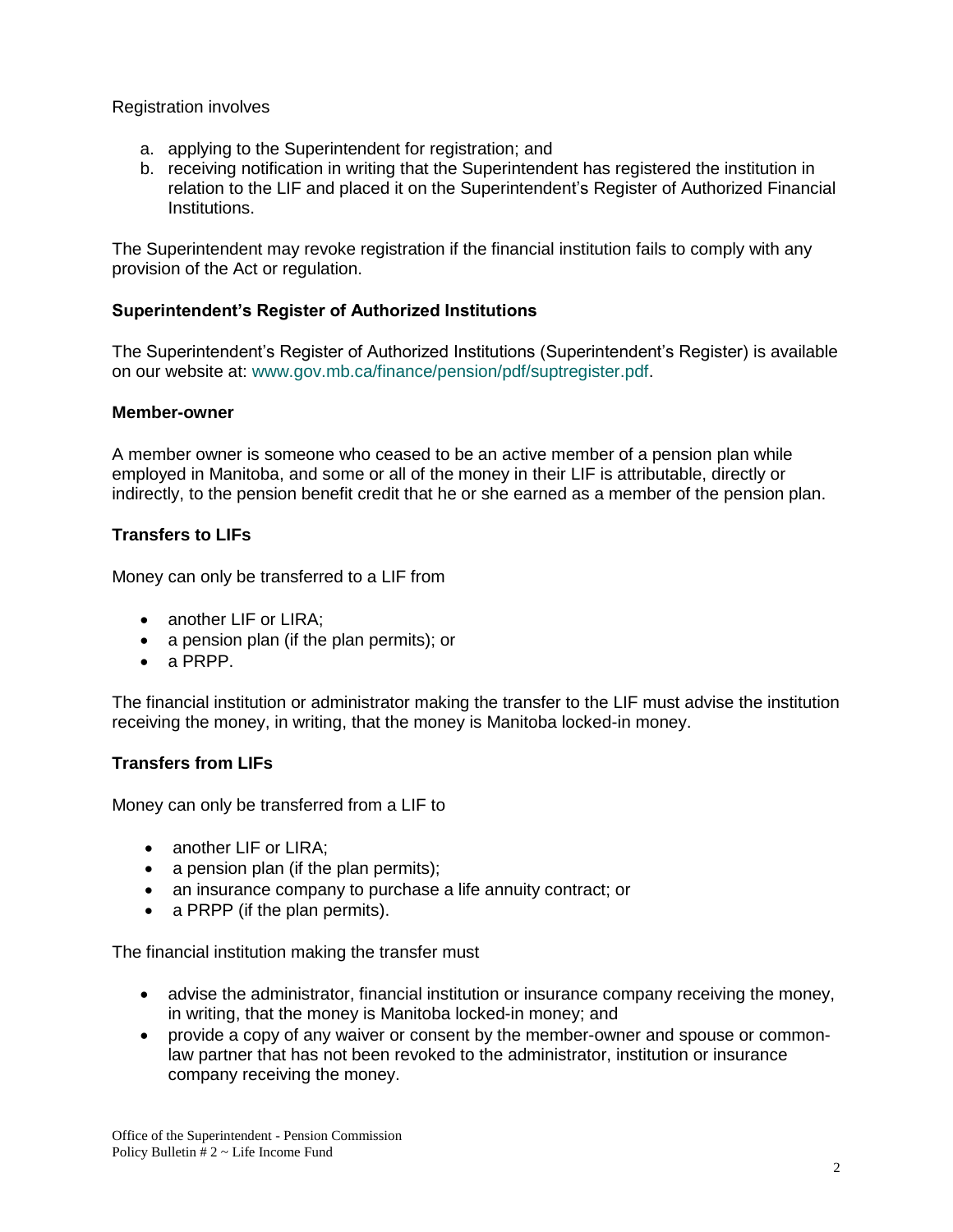Registration involves

a. applying to the Superintendent for registration; and
b. receiving notification in writing that the Superintendent has registered the institution in relation to the LIF and placed it on the Superintendent's Register of Authorized Financial Institutions.

The Superintendent may revoke registration if the financial institution fails to comply with any provision of the Act or regulation.

**Superintendent's Register of Authorized Institutions**

The Superintendent's Register of Authorized Institutions (Superintendent's Register) is available on our website at: www.gov.mb.ca/finance/pension/pdf/suptregister.pdf.

**Member-owner**

A member owner is someone who ceased to be an active member of a pension plan while employed in Manitoba, and some or all of the money in their LIF is attributable, directly or indirectly, to the pension benefit credit that he or she earned as a member of the pension plan.

**Transfers to LIFs**

Money can only be transferred to a LIF from

- another LIF or LIRA;
- a pension plan (if the plan permits); or
- a PRPP.

The financial institution or administrator making the transfer to the LIF must advise the institution receiving the money, in writing, that the money is Manitoba locked-in money.

**Transfers from LIFs**

Money can only be transferred from a LIF to

- another LIF or LIRA;
- a pension plan (if the plan permits);
- an insurance company to purchase a life annuity contract; or
- a PRPP (if the plan permits).

The financial institution making the transfer must

- advise the administrator, financial institution or insurance company receiving the money, in writing, that the money is Manitoba locked-in money; and
- provide a copy of any waiver or consent by the member-owner and spouse or common-law partner that has not been revoked to the administrator, institution or insurance company receiving the money.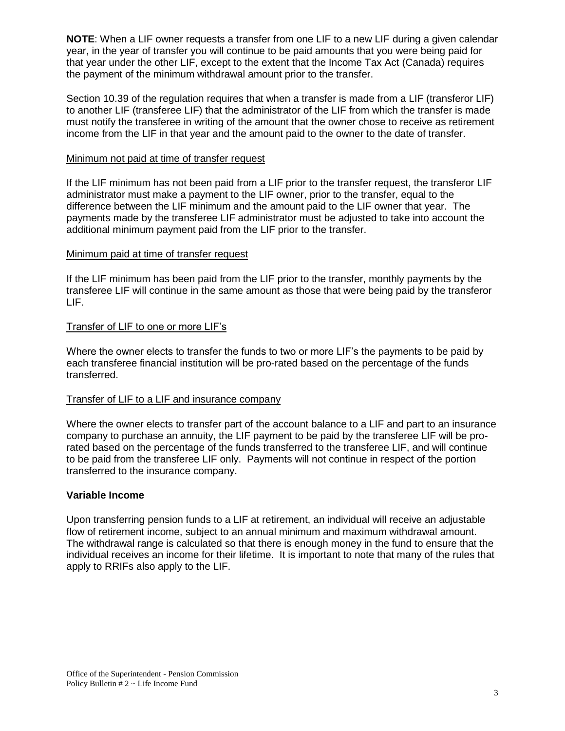**NOTE**: When a LIF owner requests a transfer from one LIF to a new LIF during a given calendar year, in the year of transfer you will continue to be paid amounts that you were being paid for that year under the other LIF, except to the extent that the Income Tax Act (Canada) requires the payment of the minimum withdrawal amount prior to the transfer.

Section 10.39 of the regulation requires that when a transfer is made from a LIF (transferor LIF) to another LIF (transferee LIF) that the administrator of the LIF from which the transfer is made must notify the transferee in writing of the amount that the owner chose to receive as retirement income from the LIF in that year and the amount paid to the owner to the date of transfer.

Minimum not paid at time of transfer request

If the LIF minimum has not been paid from a LIF prior to the transfer request, the transferor LIF administrator must make a payment to the LIF owner, prior to the transfer, equal to the difference between the LIF minimum and the amount paid to the LIF owner that year. The payments made by the transferee LIF administrator must be adjusted to take into account the additional minimum payment paid from the LIF prior to the transfer.

Minimum paid at time of transfer request

If the LIF minimum has been paid from the LIF prior to the transfer, monthly payments by the transferee LIF will continue in the same amount as those that were being paid by the transferor LIF.

Transfer of LIF to one or more LIF's

Where the owner elects to transfer the funds to two or more LIF's the payments to be paid by each transferee financial institution will be pro-rated based on the percentage of the funds transferred.

Transfer of LIF to a LIF and insurance company

Where the owner elects to transfer part of the account balance to a LIF and part to an insurance company to purchase an annuity, the LIF payment to be paid by the transferee LIF will be pro-rated based on the percentage of the funds transferred to the transferee LIF, and will continue to be paid from the transferee LIF only. Payments will not continue in respect of the portion transferred to the insurance company.

### Variable Income

Upon transferring pension funds to a LIF at retirement, an individual will receive an adjustable flow of retirement income, subject to an annual minimum and maximum withdrawal amount. The withdrawal range is calculated so that there is enough money in the fund to ensure that the individual receives an income for their lifetime. It is important to note that many of the rules that apply to RRIFs also apply to the LIF.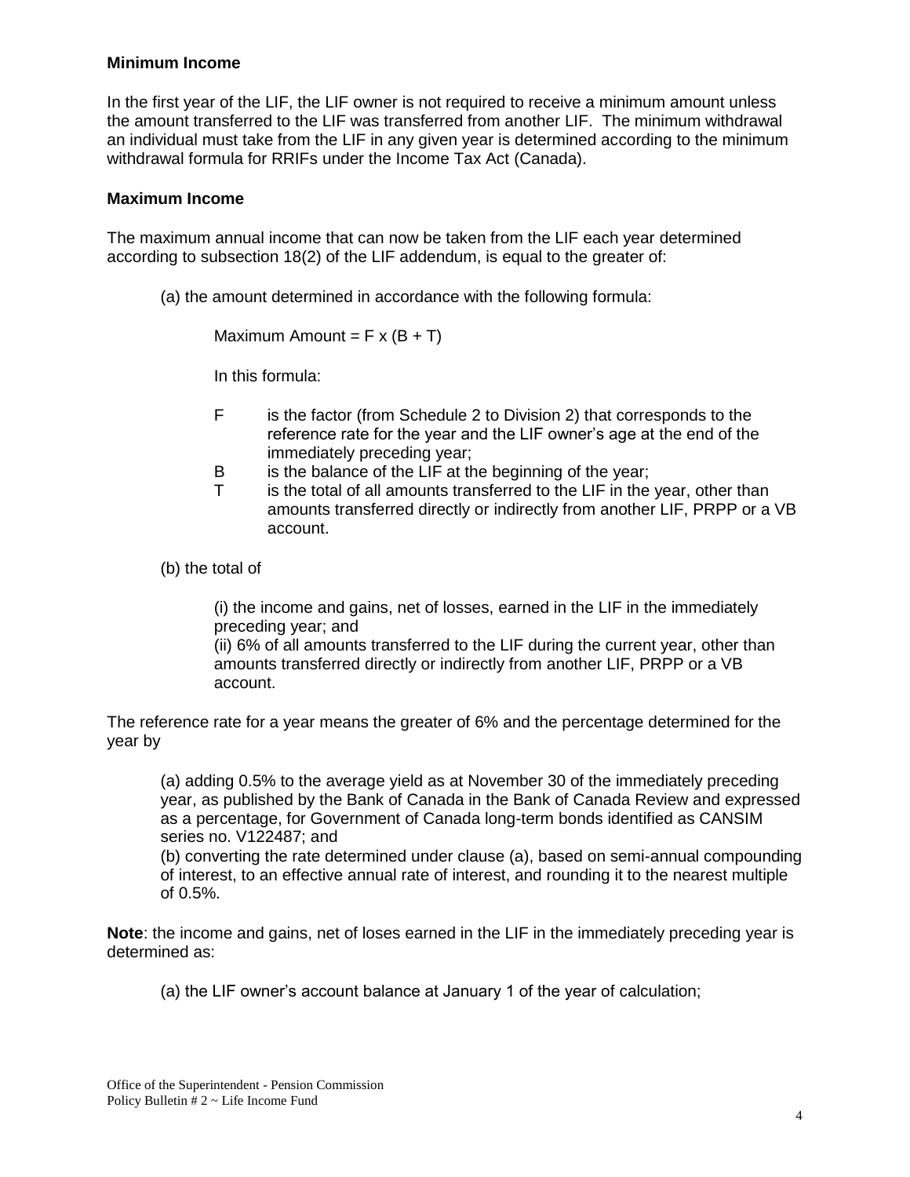**Minimum Income**

In the first year of the LIF, the LIF owner is not required to receive a minimum amount unless the amount transferred to the LIF was transferred from another LIF. The minimum withdrawal an individual must take from the LIF in any given year is determined according to the minimum withdrawal formula for RRIFs under the Income Tax Act (Canada).

**Maximum Income**

The maximum annual income that can now be taken from the LIF each year determined according to subsection 18(2) of the LIF addendum, is equal to the greater of:

(a) the amount determined in accordance with the following formula:

Maximum Amount = $F \times (B + T)$

In this formula:

- F is the factor (from Schedule 2 to Division 2) that corresponds to the reference rate for the year and the LIF owner's age at the end of the immediately preceding year;
- B is the balance of the LIF at the beginning of the year;
- T is the total of all amounts transferred to the LIF in the year, other than amounts transferred directly or indirectly from another LIF, PRPP or a VB account.

(b) the total of

(i) the income and gains, net of losses, earned in the LIF in the immediately preceding year; and
(ii) 6% of all amounts transferred to the LIF during the current year, other than amounts transferred directly or indirectly from another LIF, PRPP or a VB account.

The reference rate for a year means the greater of 6% and the percentage determined for the year by

(a) adding 0.5% to the average yield as at November 30 of the immediately preceding year, as published by the Bank of Canada in the Bank of Canada Review and expressed as a percentage, for Government of Canada long-term bonds identified as CANSIM series no. V122487; and
(b) converting the rate determined under clause (a), based on semi-annual compounding of interest, to an effective annual rate of interest, and rounding it to the nearest multiple of 0.5%.

**Note**: the income and gains, net of loses earned in the LIF in the immediately preceding year is determined as:

(a) the LIF owner's account balance at January 1 of the year of calculation;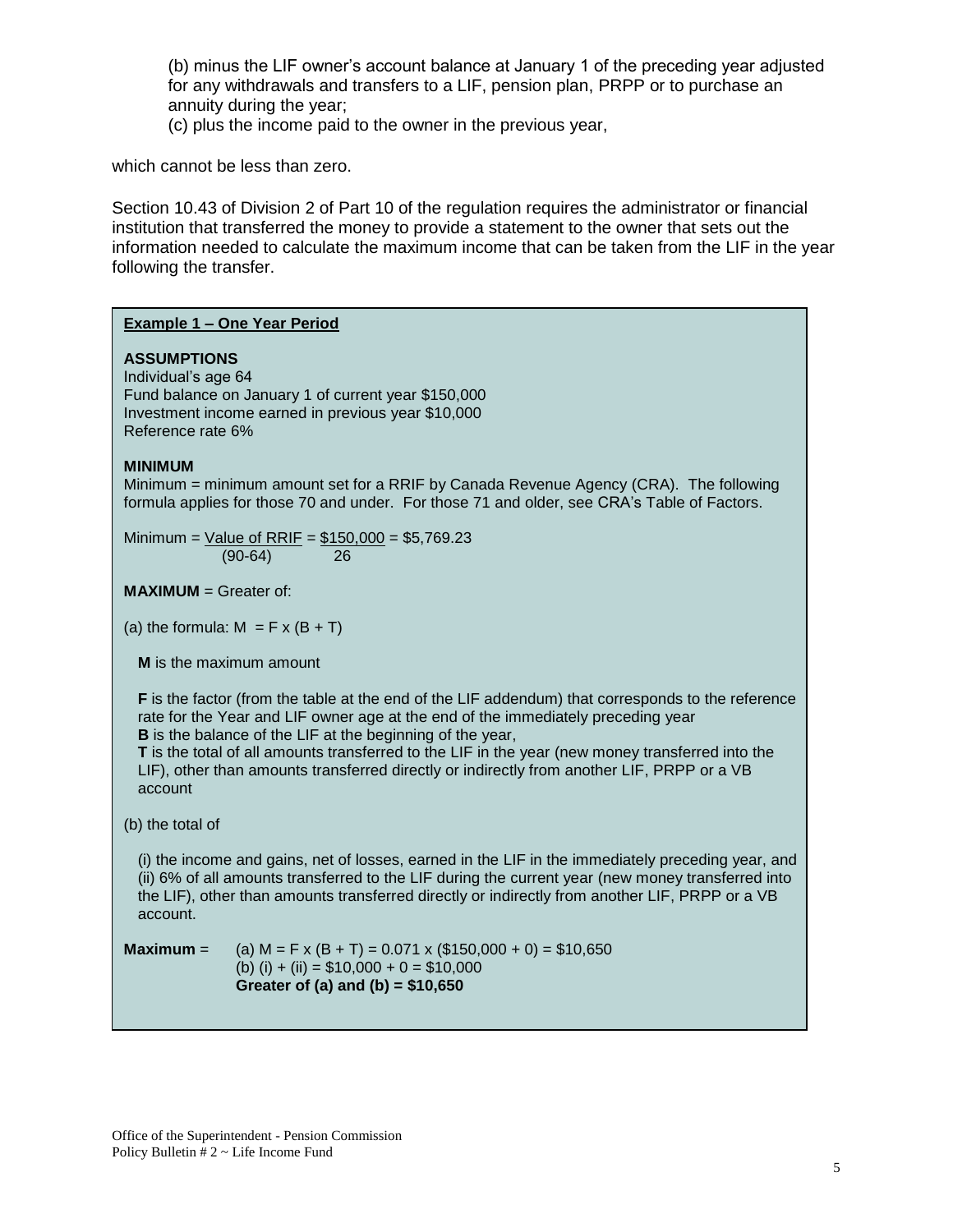(b) minus the LIF owner's account balance at January 1 of the preceding year adjusted for any withdrawals and transfers to a LIF, pension plan, PRPP or to purchase an annuity during the year;

(c) plus the income paid to the owner in the previous year,

which cannot be less than zero.

Section 10.43 of Division 2 of Part 10 of the regulation requires the administrator or financial institution that transferred the money to provide a statement to the owner that sets out the information needed to calculate the maximum income that can be taken from the LIF in the year following the transfer.

**Example 1 – One Year Period**

**ASSUMPTIONS**

Individual's age 64
Fund balance on January 1 of current year $150,000
Investment income earned in previous year $10,000
Reference rate 6%

**MINIMUM**

Minimum = minimum amount set for a RRIF by Canada Revenue Agency (CRA). The following formula applies for those 70 and under. For those 71 and older, see CRA's Table of Factors.

$$\text{Minimum} = \frac{\text{Value of RRIF}}{(90-64)} = \frac{\$150{,}000}{26} = \$5{,}769.23$$

**MAXIMUM** = Greater of:

(a) the formula: $M = F \times (B + T)$

**M** is the maximum amount

**F** is the factor (from the table at the end of the LIF addendum) that corresponds to the reference rate for the Year and LIF owner age at the end of the immediately preceding year
**B** is the balance of the LIF at the beginning of the year,
**T** is the total of all amounts transferred to the LIF in the year (new money transferred into the LIF), other than amounts transferred directly or indirectly from another LIF, PRPP or a VB account

(b) the total of

(i) the income and gains, net of losses, earned in the LIF in the immediately preceding year, and
(ii) 6% of all amounts transferred to the LIF during the current year (new money transferred into the LIF), other than amounts transferred directly or indirectly from another LIF, PRPP or a VB account.

**Maximum** = (a) $M = F \times (B + T) = 0.071 \times (\$150{,}000 + 0) = \$10{,}650$
(b) (i) + (ii) = $10,000 + 0 = $10,000
**Greater of (a) and (b) = $10,650**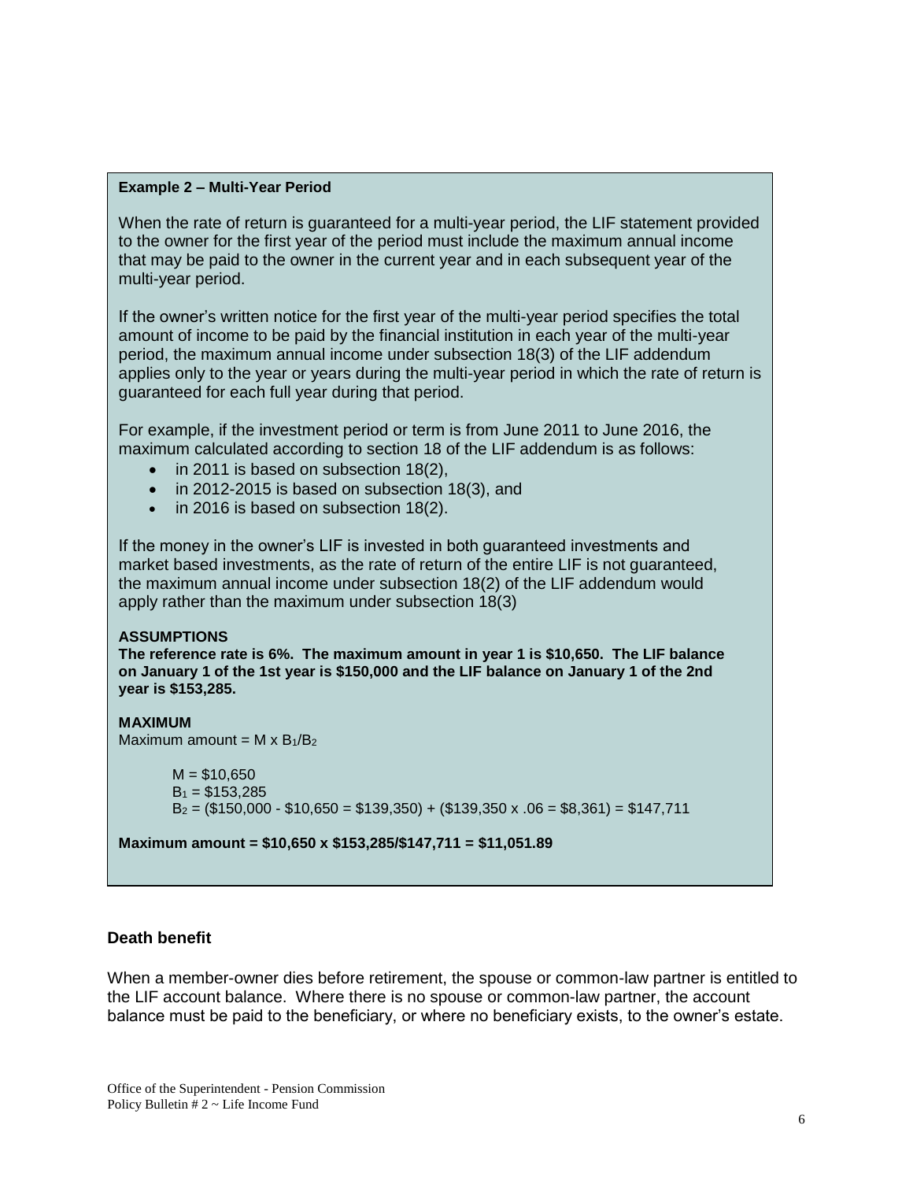**Example 2 – Multi-Year Period**

When the rate of return is guaranteed for a multi-year period, the LIF statement provided to the owner for the first year of the period must include the maximum annual income that may be paid to the owner in the current year and in each subsequent year of the multi-year period.

If the owner's written notice for the first year of the multi-year period specifies the total amount of income to be paid by the financial institution in each year of the multi-year period, the maximum annual income under subsection 18(3) of the LIF addendum applies only to the year or years during the multi-year period in which the rate of return is guaranteed for each full year during that period.

For example, if the investment period or term is from June 2011 to June 2016, the maximum calculated according to section 18 of the LIF addendum is as follows:

- in 2011 is based on subsection 18(2),
- in 2012-2015 is based on subsection 18(3), and
- in 2016 is based on subsection 18(2).

If the money in the owner's LIF is invested in both guaranteed investments and market based investments, as the rate of return of the entire LIF is not guaranteed, the maximum annual income under subsection 18(2) of the LIF addendum would apply rather than the maximum under subsection 18(3)

**ASSUMPTIONS**

**The reference rate is 6%. The maximum amount in year 1 is $10,650. The LIF balance on January 1 of the 1st year is $150,000 and the LIF balance on January 1 of the 2nd year is $153,285.**

**MAXIMUM**

Maximum amount = $M \times B_1/B_2$

$M$ = $10,650
$B_1$ = $153,285
$B_2$ = ($150,000 - $10,650 = $139,350) + ($139,350 x .06 = $8,361) = $147,711

**Maximum amount = $10,650 x $153,285/$147,711 = $11,051.89**

### Death benefit

When a member-owner dies before retirement, the spouse or common-law partner is entitled to the LIF account balance. Where there is no spouse or common-law partner, the account balance must be paid to the beneficiary, or where no beneficiary exists, to the owner's estate.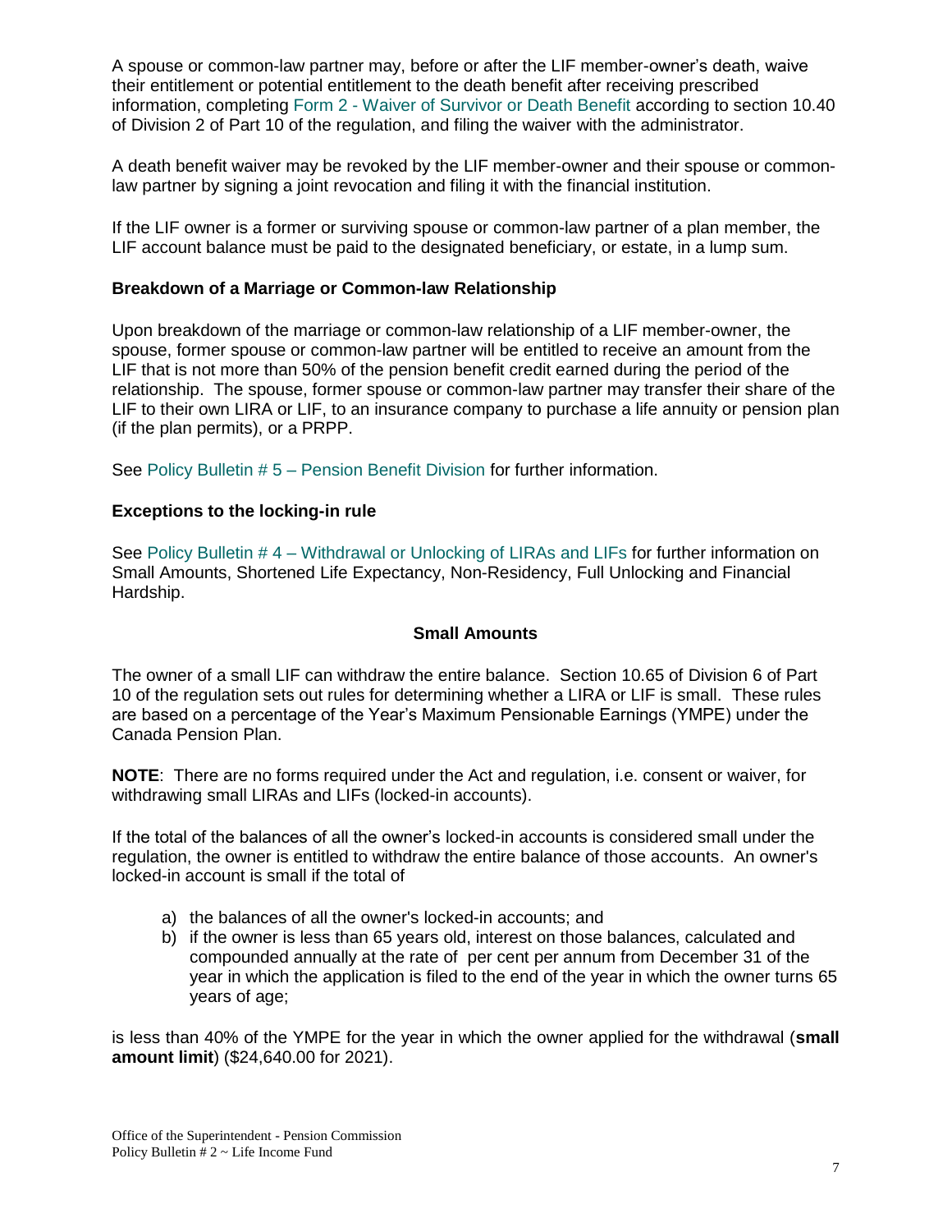A spouse or common-law partner may, before or after the LIF member-owner's death, waive their entitlement or potential entitlement to the death benefit after receiving prescribed information, completing Form 2 - Waiver of Survivor or Death Benefit according to section 10.40 of Division 2 of Part 10 of the regulation, and filing the waiver with the administrator.

A death benefit waiver may be revoked by the LIF member-owner and their spouse or common-law partner by signing a joint revocation and filing it with the financial institution.

If the LIF owner is a former or surviving spouse or common-law partner of a plan member, the LIF account balance must be paid to the designated beneficiary, or estate, in a lump sum.

**Breakdown of a Marriage or Common-law Relationship**

Upon breakdown of the marriage or common-law relationship of a LIF member-owner, the spouse, former spouse or common-law partner will be entitled to receive an amount from the LIF that is not more than 50% of the pension benefit credit earned during the period of the relationship. The spouse, former spouse or common-law partner may transfer their share of the LIF to their own LIRA or LIF, to an insurance company to purchase a life annuity or pension plan (if the plan permits), or a PRPP.

See Policy Bulletin # 5 – Pension Benefit Division for further information.

**Exceptions to the locking-in rule**

See Policy Bulletin # 4 – Withdrawal or Unlocking of LIRAs and LIFs for further information on Small Amounts, Shortened Life Expectancy, Non-Residency, Full Unlocking and Financial Hardship.

**Small Amounts**

The owner of a small LIF can withdraw the entire balance. Section 10.65 of Division 6 of Part 10 of the regulation sets out rules for determining whether a LIRA or LIF is small. These rules are based on a percentage of the Year's Maximum Pensionable Earnings (YMPE) under the Canada Pension Plan.

**NOTE**: There are no forms required under the Act and regulation, i.e. consent or waiver, for withdrawing small LIRAs and LIFs (locked-in accounts).

If the total of the balances of all the owner's locked-in accounts is considered small under the regulation, the owner is entitled to withdraw the entire balance of those accounts. An owner's locked-in account is small if the total of

a) the balances of all the owner's locked-in accounts; and
b) if the owner is less than 65 years old, interest on those balances, calculated and compounded annually at the rate of per cent per annum from December 31 of the year in which the application is filed to the end of the year in which the owner turns 65 years of age;

is less than 40% of the YMPE for the year in which the owner applied for the withdrawal (**small amount limit**) ($24,640.00 for 2021).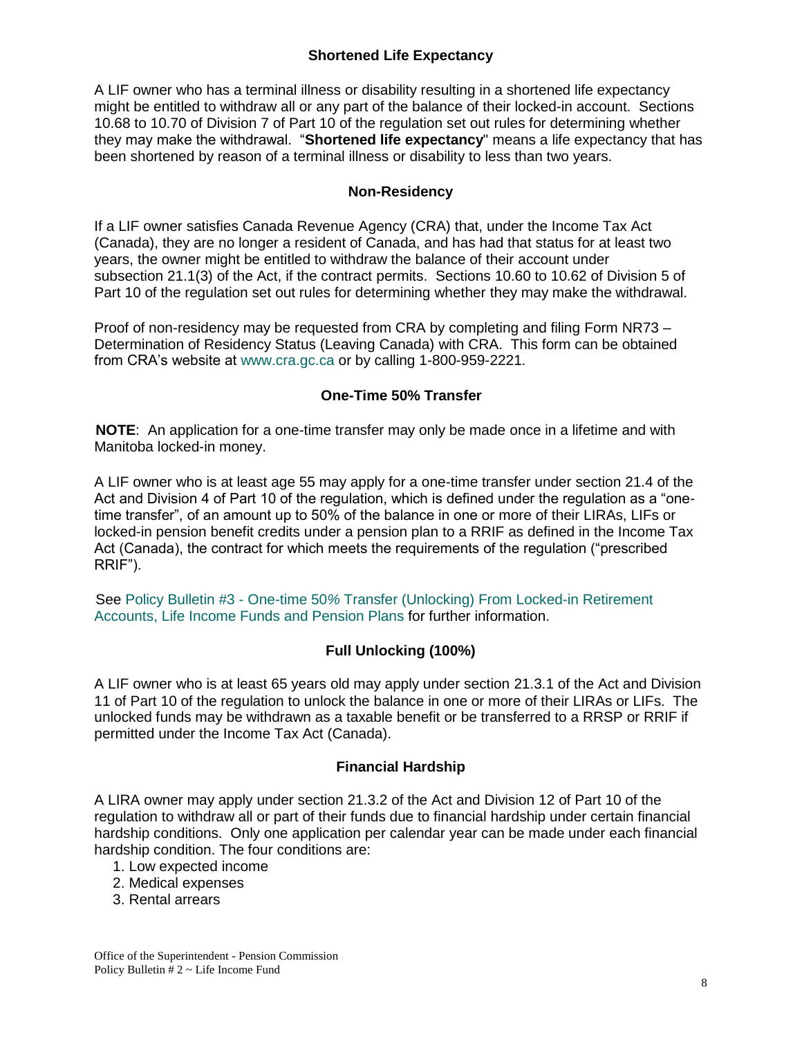### Shortened Life Expectancy

A LIF owner who has a terminal illness or disability resulting in a shortened life expectancy might be entitled to withdraw all or any part of the balance of their locked-in account. Sections 10.68 to 10.70 of Division 7 of Part 10 of the regulation set out rules for determining whether they may make the withdrawal. "**Shortened life expectancy**" means a life expectancy that has been shortened by reason of a terminal illness or disability to less than two years.

### Non-Residency

If a LIF owner satisfies Canada Revenue Agency (CRA) that, under the Income Tax Act (Canada), they are no longer a resident of Canada, and has had that status for at least two years, the owner might be entitled to withdraw the balance of their account under subsection 21.1(3) of the Act, if the contract permits. Sections 10.60 to 10.62 of Division 5 of Part 10 of the regulation set out rules for determining whether they may make the withdrawal.

Proof of non-residency may be requested from CRA by completing and filing Form NR73 – Determination of Residency Status (Leaving Canada) with CRA. This form can be obtained from CRA's website at www.cra.gc.ca or by calling 1-800-959-2221.

### One-Time 50% Transfer

**NOTE**: An application for a one-time transfer may only be made once in a lifetime and with Manitoba locked-in money.

A LIF owner who is at least age 55 may apply for a one-time transfer under section 21.4 of the Act and Division 4 of Part 10 of the regulation, which is defined under the regulation as a "one-time transfer", of an amount up to 50% of the balance in one or more of their LIRAs, LIFs or locked-in pension benefit credits under a pension plan to a RRIF as defined in the Income Tax Act (Canada), the contract for which meets the requirements of the regulation ("prescribed RRIF").

See Policy Bulletin #3 - One-time 50% Transfer (Unlocking) From Locked-in Retirement Accounts, Life Income Funds and Pension Plans for further information.

### Full Unlocking (100%)

A LIF owner who is at least 65 years old may apply under section 21.3.1 of the Act and Division 11 of Part 10 of the regulation to unlock the balance in one or more of their LIRAs or LIFs. The unlocked funds may be withdrawn as a taxable benefit or be transferred to a RRSP or RRIF if permitted under the Income Tax Act (Canada).

### Financial Hardship

A LIRA owner may apply under section 21.3.2 of the Act and Division 12 of Part 10 of the regulation to withdraw all or part of their funds due to financial hardship under certain financial hardship conditions. Only one application per calendar year can be made under each financial hardship condition. The four conditions are:

1. Low expected income
2. Medical expenses
3. Rental arrears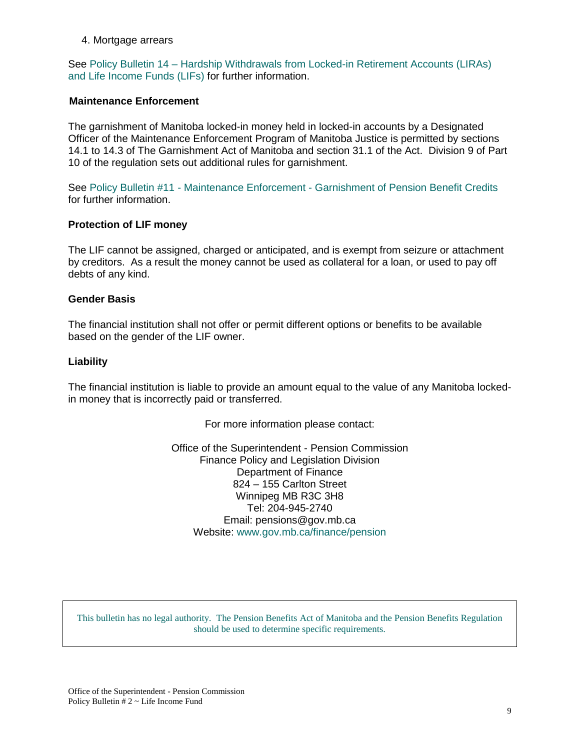4. Mortgage arrears

See Policy Bulletin 14 – Hardship Withdrawals from Locked-in Retirement Accounts (LIRAs) and Life Income Funds (LIFs) for further information.

**Maintenance Enforcement**

The garnishment of Manitoba locked-in money held in locked-in accounts by a Designated Officer of the Maintenance Enforcement Program of Manitoba Justice is permitted by sections 14.1 to 14.3 of The Garnishment Act of Manitoba and section 31.1 of the Act. Division 9 of Part 10 of the regulation sets out additional rules for garnishment.

See Policy Bulletin #11 - Maintenance Enforcement - Garnishment of Pension Benefit Credits for further information.

**Protection of LIF money**

The LIF cannot be assigned, charged or anticipated, and is exempt from seizure or attachment by creditors. As a result the money cannot be used as collateral for a loan, or used to pay off debts of any kind.

**Gender Basis**

The financial institution shall not offer or permit different options or benefits to be available based on the gender of the LIF owner.

**Liability**

The financial institution is liable to provide an amount equal to the value of any Manitoba locked-in money that is incorrectly paid or transferred.

For more information please contact:

Office of the Superintendent - Pension Commission
Finance Policy and Legislation Division
Department of Finance
824 – 155 Carlton Street
Winnipeg MB R3C 3H8
Tel: 204-945-2740
Email: pensions@gov.mb.ca
Website: www.gov.mb.ca/finance/pension

This bulletin has no legal authority. The Pension Benefits Act of Manitoba and the Pension Benefits Regulation should be used to determine specific requirements.